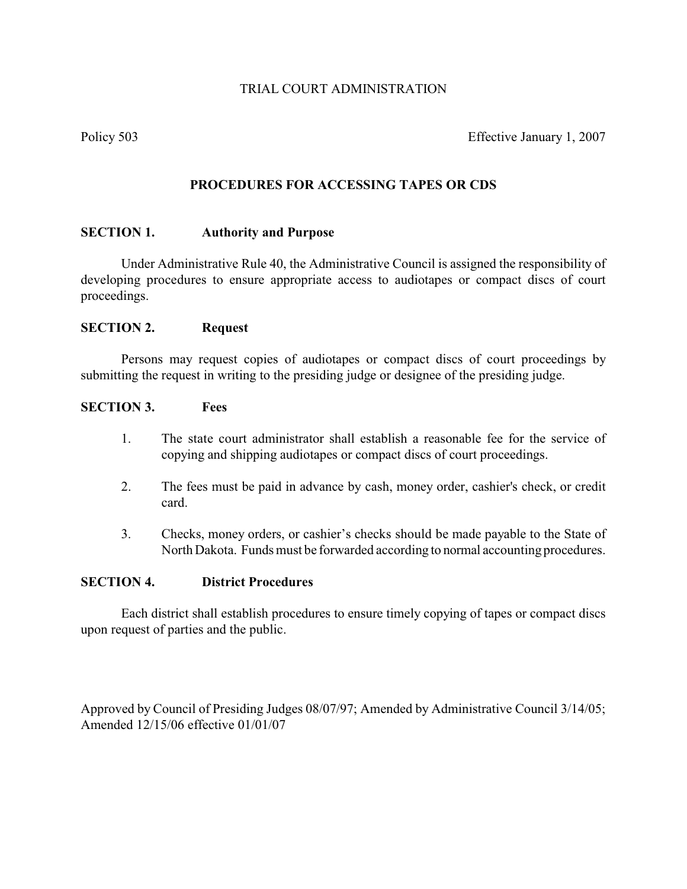TRIAL COURT ADMINISTRATION

Policy 503 Effective January 1, 2007

## PROCEDURES FOR ACCESSING TAPES OR CDS

### SECTION 1. Authority and Purpose

Under Administrative Rule 40, the Administrative Council is assigned the responsibility of developing procedures to ensure appropriate access to audiotapes or compact discs of court proceedings.

### SECTION 2. Request

Persons may request copies of audiotapes or compact discs of court proceedings by submitting the request in writing to the presiding judge or designee of the presiding judge.

### SECTION 3. Fees

1. The state court administrator shall establish a reasonable fee for the service of copying and shipping audiotapes or compact discs of court proceedings.
2. The fees must be paid in advance by cash, money order, cashier's check, or credit card.
3. Checks, money orders, or cashier's checks should be made payable to the State of North Dakota. Funds must be forwarded according to normal accounting procedures.

### SECTION 4. District Procedures

Each district shall establish procedures to ensure timely copying of tapes or compact discs upon request of parties and the public.

Approved by Council of Presiding Judges 08/07/97; Amended by Administrative Council 3/14/05; Amended 12/15/06 effective 01/01/07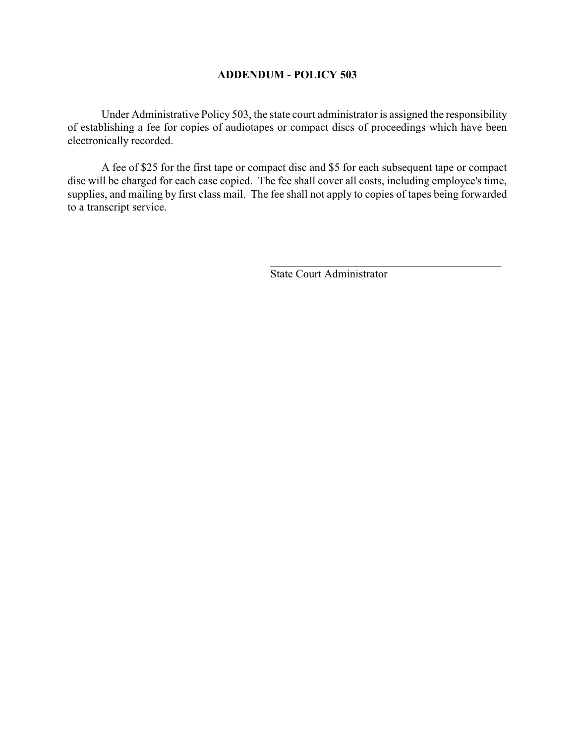# ADDENDUM - POLICY 503

Under Administrative Policy 503, the state court administrator is assigned the responsibility of establishing a fee for copies of audiotapes or compact discs of proceedings which have been electronically recorded.

A fee of $25 for the first tape or compact disc and $5 for each subsequent tape or compact disc will be charged for each case copied. The fee shall cover all costs, including employee's time, supplies, and mailing by first class mail. The fee shall not apply to copies of tapes being forwarded to a transcript service.

\_\_\_\_\_\_\_\_\_\_\_\_\_\_\_\_\_\_\_\_\_\_\_\_\_\_\_\_\_\_\_\_\_\_\_\_\_\_\_\_\_\_

State Court Administrator